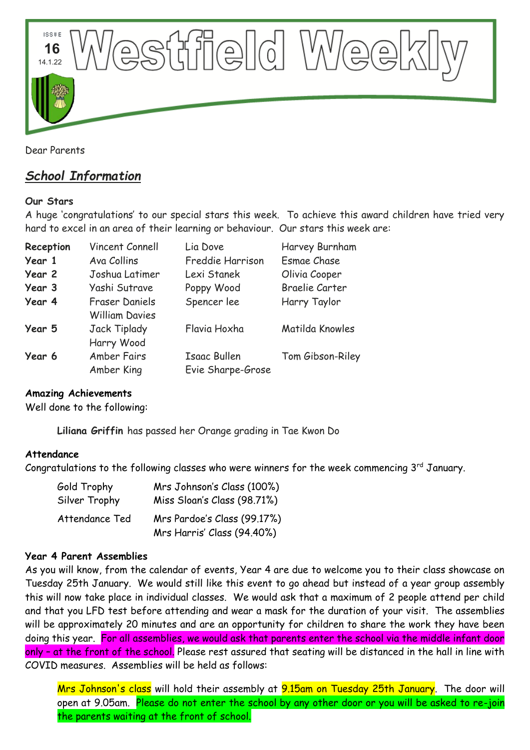# Westfield Weekly

ISSUE 16
14.1.22

Dear Parents

## *School Information*

**Our Stars**

A huge 'congratulations' to our special stars this week. To achieve this award children have tried very hard to excel in an area of their learning or behaviour. Our stars this week are:

| | | | |
|---|---|---|---|
| **Reception** | Vincent Connell | Lia Dove | Harvey Burnham |
| **Year 1** | Ava Collins | Freddie Harrison | Esmae Chase |
| **Year 2** | Joshua Latimer | Lexi Stanek | Olivia Cooper |
| **Year 3** | Yashi Sutrave | Poppy Wood | Braelie Carter |
| **Year 4** | Fraser Daniels<br>William Davies | Spencer lee | Harry Taylor |
| **Year 5** | Jack Tiplady<br>Harry Wood | Flavia Hoxha | Matilda Knowles |
| **Year 6** | Amber Fairs<br>Amber King | Isaac Bullen<br>Evie Sharpe-Grose | Tom Gibson-Riley |

**Amazing Achievements**

Well done to the following:

**Liliana Griffin** has passed her Orange grading in Tae Kwon Do

**Attendance**

Congratulations to the following classes who were winners for the week commencing 3rd January.

| | |
|---|---|
| Gold Trophy | Mrs Johnson's Class (100%) |
| Silver Trophy | Miss Sloan's Class (98.71%) |
| Attendance Ted | Mrs Pardoe's Class (99.17%)<br>Mrs Harris' Class (94.40%) |

**Year 4 Parent Assemblies**

As you will know, from the calendar of events, Year 4 are due to welcome you to their class showcase on Tuesday 25th January. We would still like this event to go ahead but instead of a year group assembly this will now take place in individual classes. We would ask that a maximum of 2 people attend per child and that you LFD test before attending and wear a mask for the duration of your visit. The assemblies will be approximately 20 minutes and are an opportunity for children to share the work they have been doing this year. For all assemblies, we would ask that parents enter the school via the middle infant door only – at the front of the school. Please rest assured that seating will be distanced in the hall in line with COVID measures. Assemblies will be held as follows:

Mrs Johnson's class will hold their assembly at 9.15am on Tuesday 25th January. The door will open at 9.05am. Please do not enter the school by any other door or you will be asked to re-join the parents waiting at the front of school.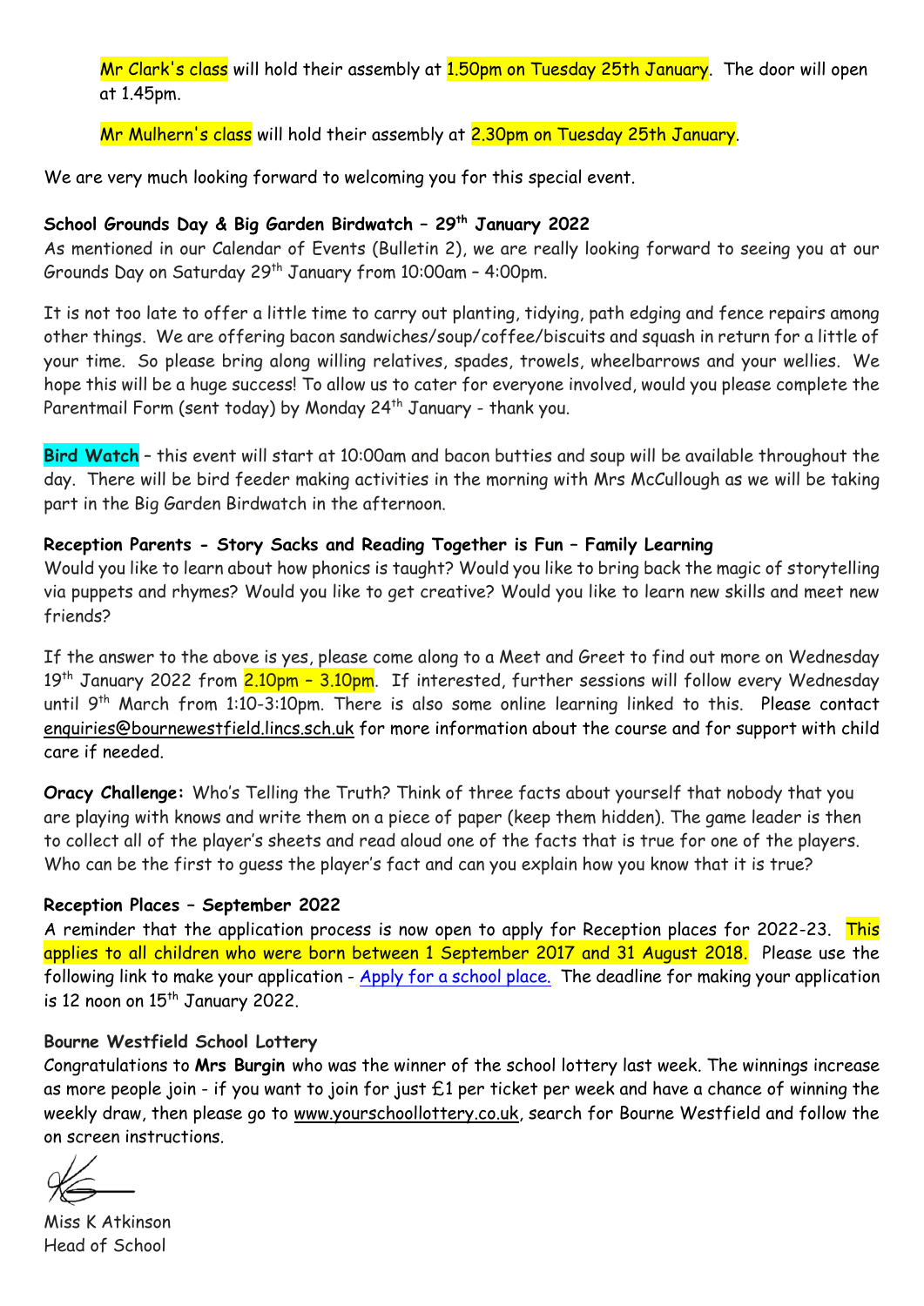Mr Clark's class will hold their assembly at 1.50pm on Tuesday 25th January. The door will open at 1.45pm.

Mr Mulhern's class will hold their assembly at 2.30pm on Tuesday 25th January.

We are very much looking forward to welcoming you for this special event.

**School Grounds Day & Big Garden Birdwatch – 29th January 2022**

As mentioned in our Calendar of Events (Bulletin 2), we are really looking forward to seeing you at our Grounds Day on Saturday 29th January from 10:00am – 4:00pm.

It is not too late to offer a little time to carry out planting, tidying, path edging and fence repairs among other things. We are offering bacon sandwiches/soup/coffee/biscuits and squash in return for a little of your time. So please bring along willing relatives, spades, trowels, wheelbarrows and your wellies. We hope this will be a huge success! To allow us to cater for everyone involved, would you please complete the Parentmail Form (sent today) by Monday 24th January - thank you.

**Bird Watch** – this event will start at 10:00am and bacon butties and soup will be available throughout the day. There will be bird feeder making activities in the morning with Mrs McCullough as we will be taking part in the Big Garden Birdwatch in the afternoon.

**Reception Parents - Story Sacks and Reading Together is Fun – Family Learning**

Would you like to learn about how phonics is taught? Would you like to bring back the magic of storytelling via puppets and rhymes? Would you like to get creative? Would you like to learn new skills and meet new friends?

If the answer to the above is yes, please come along to a Meet and Greet to find out more on Wednesday 19th January 2022 from 2.10pm – 3.10pm. If interested, further sessions will follow every Wednesday until 9th March from 1:10-3:10pm. There is also some online learning linked to this. Please contact enquiries@bournewestfield.lincs.sch.uk for more information about the course and for support with child care if needed.

**Oracy Challenge:** Who's Telling the Truth? Think of three facts about yourself that nobody that you are playing with knows and write them on a piece of paper (keep them hidden). The game leader is then to collect all of the player's sheets and read aloud one of the facts that is true for one of the players. Who can be the first to guess the player's fact and can you explain how you know that it is true?

**Reception Places – September 2022**

A reminder that the application process is now open to apply for Reception places for 2022-23. This applies to all children who were born between 1 September 2017 and 31 August 2018. Please use the following link to make your application - Apply for a school place. The deadline for making your application is 12 noon on 15th January 2022.

**Bourne Westfield School Lottery**

Congratulations to **Mrs Burgin** who was the winner of the school lottery last week. The winnings increase as more people join - if you want to join for just £1 per ticket per week and have a chance of winning the weekly draw, then please go to www.yourschoollottery.co.uk, search for Bourne Westfield and follow the on screen instructions.

Miss K Atkinson
Head of School